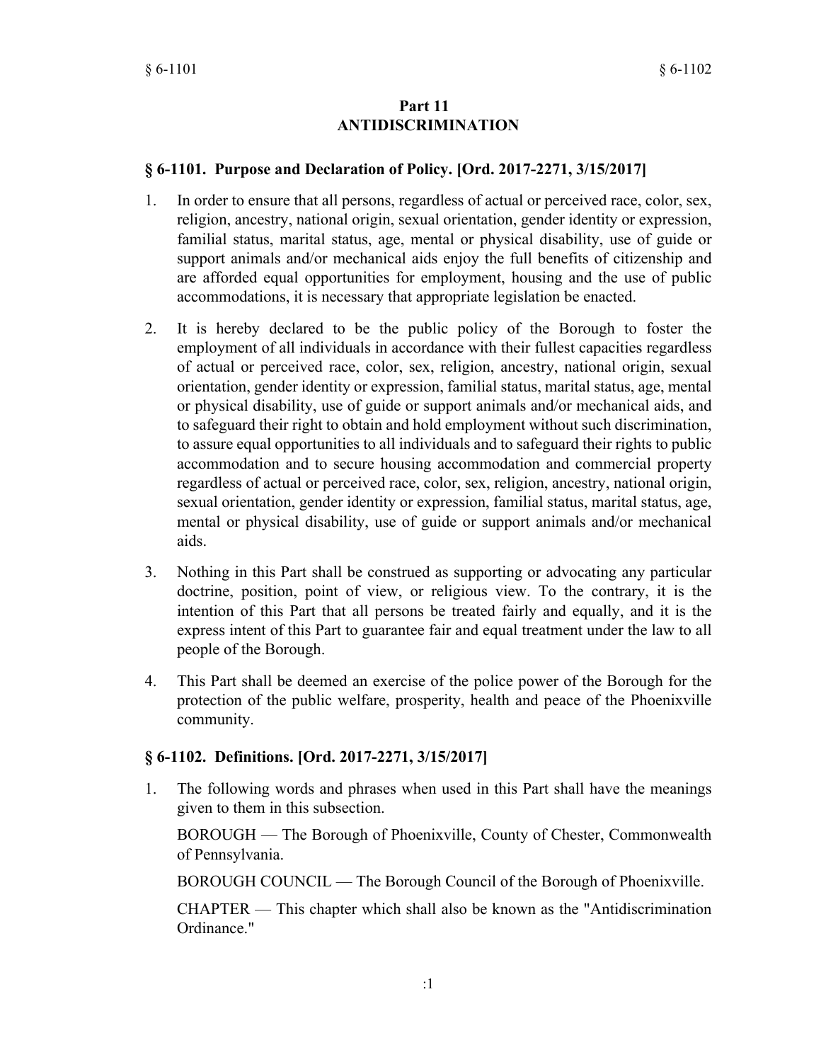# Part 11
# ANTIDISCRIMINATION

### § 6-1101. Purpose and Declaration of Policy. [Ord. 2017-2271, 3/15/2017]

1. In order to ensure that all persons, regardless of actual or perceived race, color, sex, religion, ancestry, national origin, sexual orientation, gender identity or expression, familial status, marital status, age, mental or physical disability, use of guide or support animals and/or mechanical aids enjoy the full benefits of citizenship and are afforded equal opportunities for employment, housing and the use of public accommodations, it is necessary that appropriate legislation be enacted.

2. It is hereby declared to be the public policy of the Borough to foster the employment of all individuals in accordance with their fullest capacities regardless of actual or perceived race, color, sex, religion, ancestry, national origin, sexual orientation, gender identity or expression, familial status, marital status, age, mental or physical disability, use of guide or support animals and/or mechanical aids, and to safeguard their right to obtain and hold employment without such discrimination, to assure equal opportunities to all individuals and to safeguard their rights to public accommodation and to secure housing accommodation and commercial property regardless of actual or perceived race, color, sex, religion, ancestry, national origin, sexual orientation, gender identity or expression, familial status, marital status, age, mental or physical disability, use of guide or support animals and/or mechanical aids.

3. Nothing in this Part shall be construed as supporting or advocating any particular doctrine, position, point of view, or religious view. To the contrary, it is the intention of this Part that all persons be treated fairly and equally, and it is the express intent of this Part to guarantee fair and equal treatment under the law to all people of the Borough.

4. This Part shall be deemed an exercise of the police power of the Borough for the protection of the public welfare, prosperity, health and peace of the Phoenixville community.

### § 6-1102. Definitions. [Ord. 2017-2271, 3/15/2017]

1. The following words and phrases when used in this Part shall have the meanings given to them in this subsection.

   BOROUGH — The Borough of Phoenixville, County of Chester, Commonwealth of Pennsylvania.

   BOROUGH COUNCIL — The Borough Council of the Borough of Phoenixville.

   CHAPTER — This chapter which shall also be known as the "Antidiscrimination Ordinance."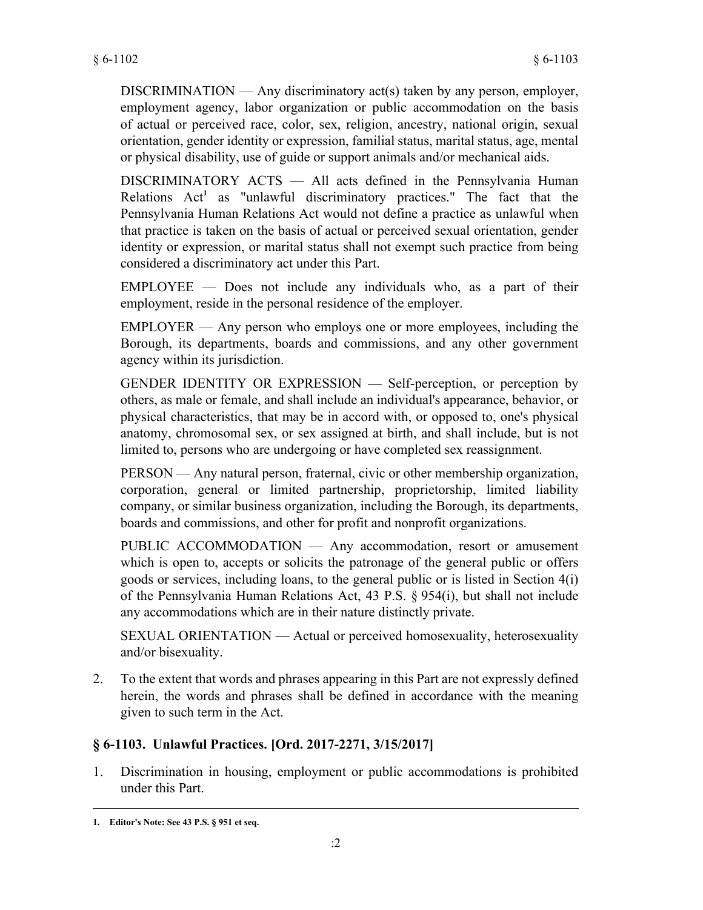DISCRIMINATION — Any discriminatory act(s) taken by any person, employer, employment agency, labor organization or public accommodation on the basis of actual or perceived race, color, sex, religion, ancestry, national origin, sexual orientation, gender identity or expression, familial status, marital status, age, mental or physical disability, use of guide or support animals and/or mechanical aids.

DISCRIMINATORY ACTS — All acts defined in the Pennsylvania Human Relations Act[1] as "unlawful discriminatory practices." The fact that the Pennsylvania Human Relations Act would not define a practice as unlawful when that practice is taken on the basis of actual or perceived sexual orientation, gender identity or expression, or marital status shall not exempt such practice from being considered a discriminatory act under this Part.

EMPLOYEE — Does not include any individuals who, as a part of their employment, reside in the personal residence of the employer.

EMPLOYER — Any person who employs one or more employees, including the Borough, its departments, boards and commissions, and any other government agency within its jurisdiction.

GENDER IDENTITY OR EXPRESSION — Self-perception, or perception by others, as male or female, and shall include an individual's appearance, behavior, or physical characteristics, that may be in accord with, or opposed to, one's physical anatomy, chromosomal sex, or sex assigned at birth, and shall include, but is not limited to, persons who are undergoing or have completed sex reassignment.

PERSON — Any natural person, fraternal, civic or other membership organization, corporation, general or limited partnership, proprietorship, limited liability company, or similar business organization, including the Borough, its departments, boards and commissions, and other for profit and nonprofit organizations.

PUBLIC ACCOMMODATION — Any accommodation, resort or amusement which is open to, accepts or solicits the patronage of the general public or offers goods or services, including loans, to the general public or is listed in Section 4(i) of the Pennsylvania Human Relations Act, 43 P.S. § 954(i), but shall not include any accommodations which are in their nature distinctly private.

SEXUAL ORIENTATION — Actual or perceived homosexuality, heterosexuality and/or bisexuality.

2. To the extent that words and phrases appearing in this Part are not expressly defined herein, the words and phrases shall be defined in accordance with the meaning given to such term in the Act.

## § 6-1103. Unlawful Practices. [Ord. 2017-2271, 3/15/2017]

1. Discrimination in housing, employment or public accommodations is prohibited under this Part.

---

1. **Editor's Note: See 43 P.S. § 951 et seq.**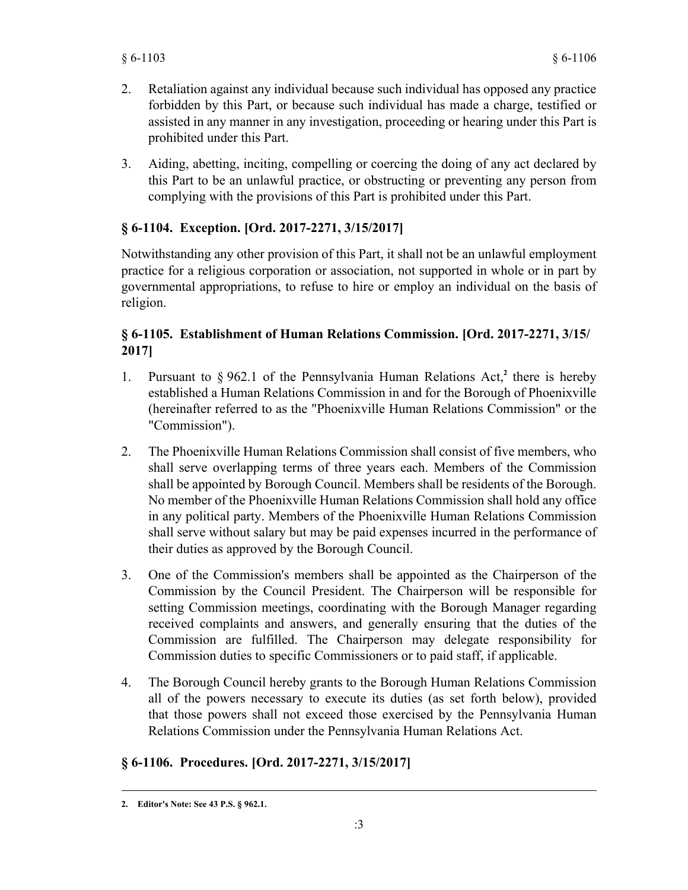2. Retaliation against any individual because such individual has opposed any practice forbidden by this Part, or because such individual has made a charge, testified or assisted in any manner in any investigation, proceeding or hearing under this Part is prohibited under this Part.

3. Aiding, abetting, inciting, compelling or coercing the doing of any act declared by this Part to be an unlawful practice, or obstructing or preventing any person from complying with the provisions of this Part is prohibited under this Part.

## § 6-1104. Exception. [Ord. 2017-2271, 3/15/2017]

Notwithstanding any other provision of this Part, it shall not be an unlawful employment practice for a religious corporation or association, not supported in whole or in part by governmental appropriations, to refuse to hire or employ an individual on the basis of religion.

## § 6-1105. Establishment of Human Relations Commission. [Ord. 2017-2271, 3/15/2017]

1. Pursuant to § 962.1 of the Pennsylvania Human Relations Act,[2] there is hereby established a Human Relations Commission in and for the Borough of Phoenixville (hereinafter referred to as the "Phoenixville Human Relations Commission" or the "Commission").

2. The Phoenixville Human Relations Commission shall consist of five members, who shall serve overlapping terms of three years each. Members of the Commission shall be appointed by Borough Council. Members shall be residents of the Borough. No member of the Phoenixville Human Relations Commission shall hold any office in any political party. Members of the Phoenixville Human Relations Commission shall serve without salary but may be paid expenses incurred in the performance of their duties as approved by the Borough Council.

3. One of the Commission's members shall be appointed as the Chairperson of the Commission by the Council President. The Chairperson will be responsible for setting Commission meetings, coordinating with the Borough Manager regarding received complaints and answers, and generally ensuring that the duties of the Commission are fulfilled. The Chairperson may delegate responsibility for Commission duties to specific Commissioners or to paid staff, if applicable.

4. The Borough Council hereby grants to the Borough Human Relations Commission all of the powers necessary to execute its duties (as set forth below), provided that those powers shall not exceed those exercised by the Pennsylvania Human Relations Commission under the Pennsylvania Human Relations Act.

## § 6-1106. Procedures. [Ord. 2017-2271, 3/15/2017]

---

**2. Editor's Note: See 43 P.S. § 962.1.**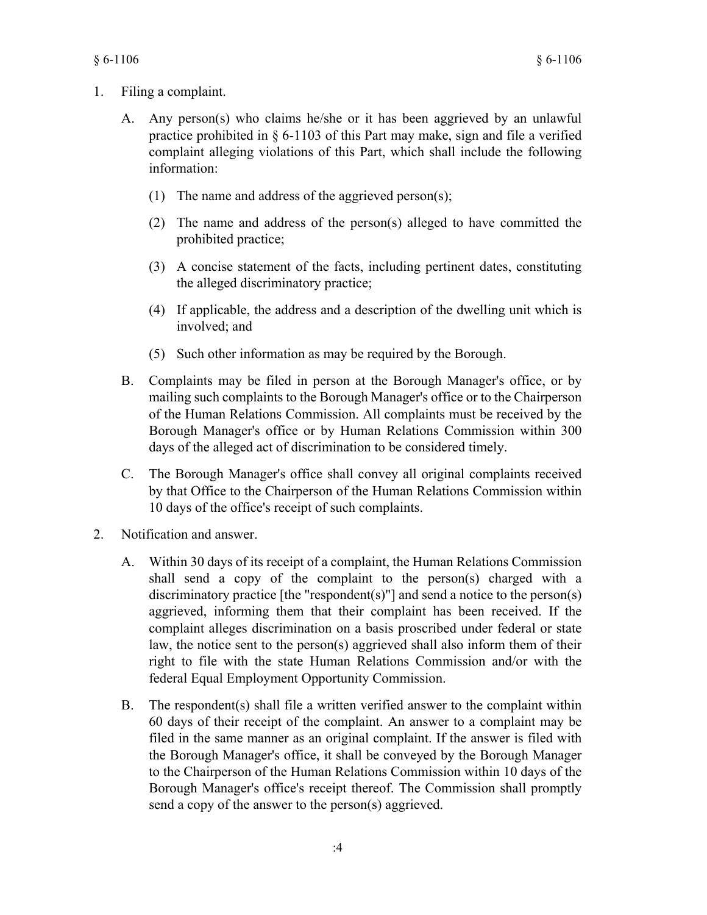1. Filing a complaint.

   A. Any person(s) who claims he/she or it has been aggrieved by an unlawful practice prohibited in § 6-1103 of this Part may make, sign and file a verified complaint alleging violations of this Part, which shall include the following information:

      (1) The name and address of the aggrieved person(s);

      (2) The name and address of the person(s) alleged to have committed the prohibited practice;

      (3) A concise statement of the facts, including pertinent dates, constituting the alleged discriminatory practice;

      (4) If applicable, the address and a description of the dwelling unit which is involved; and

      (5) Such other information as may be required by the Borough.

   B. Complaints may be filed in person at the Borough Manager's office, or by mailing such complaints to the Borough Manager's office or to the Chairperson of the Human Relations Commission. All complaints must be received by the Borough Manager's office or by Human Relations Commission within 300 days of the alleged act of discrimination to be considered timely.

   C. The Borough Manager's office shall convey all original complaints received by that Office to the Chairperson of the Human Relations Commission within 10 days of the office's receipt of such complaints.

2. Notification and answer.

   A. Within 30 days of its receipt of a complaint, the Human Relations Commission shall send a copy of the complaint to the person(s) charged with a discriminatory practice [the "respondent(s)"] and send a notice to the person(s) aggrieved, informing them that their complaint has been received. If the complaint alleges discrimination on a basis proscribed under federal or state law, the notice sent to the person(s) aggrieved shall also inform them of their right to file with the state Human Relations Commission and/or with the federal Equal Employment Opportunity Commission.

   B. The respondent(s) shall file a written verified answer to the complaint within 60 days of their receipt of the complaint. An answer to a complaint may be filed in the same manner as an original complaint. If the answer is filed with the Borough Manager's office, it shall be conveyed by the Borough Manager to the Chairperson of the Human Relations Commission within 10 days of the Borough Manager's office's receipt thereof. The Commission shall promptly send a copy of the answer to the person(s) aggrieved.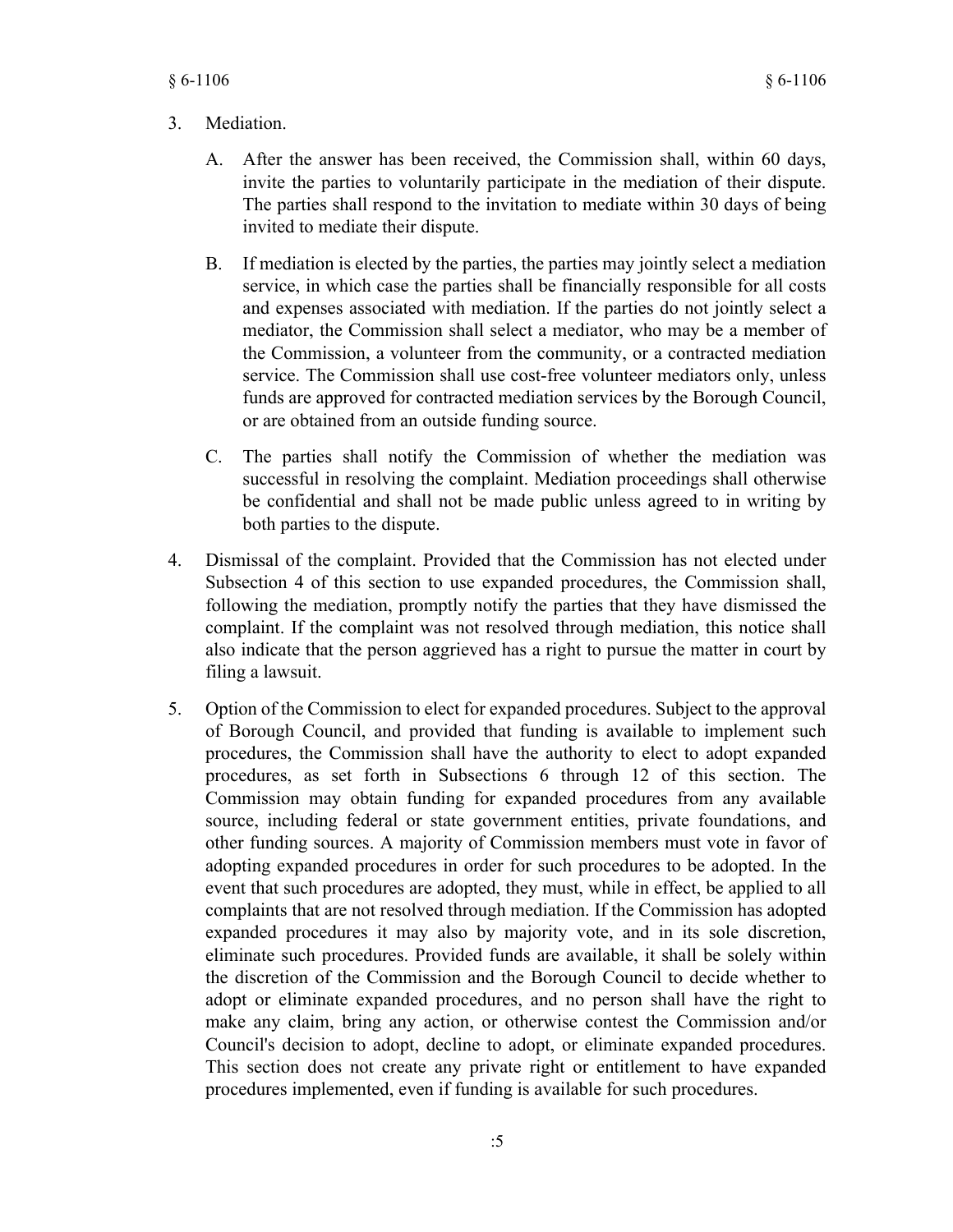3. Mediation.

   A. After the answer has been received, the Commission shall, within 60 days, invite the parties to voluntarily participate in the mediation of their dispute. The parties shall respond to the invitation to mediate within 30 days of being invited to mediate their dispute.

   B. If mediation is elected by the parties, the parties may jointly select a mediation service, in which case the parties shall be financially responsible for all costs and expenses associated with mediation. If the parties do not jointly select a mediator, the Commission shall select a mediator, who may be a member of the Commission, a volunteer from the community, or a contracted mediation service. The Commission shall use cost-free volunteer mediators only, unless funds are approved for contracted mediation services by the Borough Council, or are obtained from an outside funding source.

   C. The parties shall notify the Commission of whether the mediation was successful in resolving the complaint. Mediation proceedings shall otherwise be confidential and shall not be made public unless agreed to in writing by both parties to the dispute.

4. Dismissal of the complaint. Provided that the Commission has not elected under Subsection 4 of this section to use expanded procedures, the Commission shall, following the mediation, promptly notify the parties that they have dismissed the complaint. If the complaint was not resolved through mediation, this notice shall also indicate that the person aggrieved has a right to pursue the matter in court by filing a lawsuit.

5. Option of the Commission to elect for expanded procedures. Subject to the approval of Borough Council, and provided that funding is available to implement such procedures, the Commission shall have the authority to elect to adopt expanded procedures, as set forth in Subsections 6 through 12 of this section. The Commission may obtain funding for expanded procedures from any available source, including federal or state government entities, private foundations, and other funding sources. A majority of Commission members must vote in favor of adopting expanded procedures in order for such procedures to be adopted. In the event that such procedures are adopted, they must, while in effect, be applied to all complaints that are not resolved through mediation. If the Commission has adopted expanded procedures it may also by majority vote, and in its sole discretion, eliminate such procedures. Provided funds are available, it shall be solely within the discretion of the Commission and the Borough Council to decide whether to adopt or eliminate expanded procedures, and no person shall have the right to make any claim, bring any action, or otherwise contest the Commission and/or Council's decision to adopt, decline to adopt, or eliminate expanded procedures. This section does not create any private right or entitlement to have expanded procedures implemented, even if funding is available for such procedures.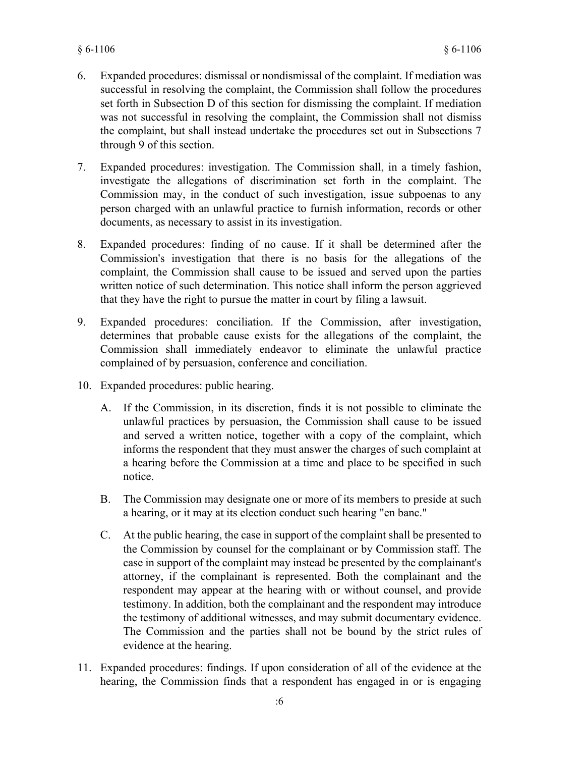6. Expanded procedures: dismissal or nondismissal of the complaint. If mediation was successful in resolving the complaint, the Commission shall follow the procedures set forth in Subsection D of this section for dismissing the complaint. If mediation was not successful in resolving the complaint, the Commission shall not dismiss the complaint, but shall instead undertake the procedures set out in Subsections 7 through 9 of this section.

7. Expanded procedures: investigation. The Commission shall, in a timely fashion, investigate the allegations of discrimination set forth in the complaint. The Commission may, in the conduct of such investigation, issue subpoenas to any person charged with an unlawful practice to furnish information, records or other documents, as necessary to assist in its investigation.

8. Expanded procedures: finding of no cause. If it shall be determined after the Commission's investigation that there is no basis for the allegations of the complaint, the Commission shall cause to be issued and served upon the parties written notice of such determination. This notice shall inform the person aggrieved that they have the right to pursue the matter in court by filing a lawsuit.

9. Expanded procedures: conciliation. If the Commission, after investigation, determines that probable cause exists for the allegations of the complaint, the Commission shall immediately endeavor to eliminate the unlawful practice complained of by persuasion, conference and conciliation.

10. Expanded procedures: public hearing.

    A. If the Commission, in its discretion, finds it is not possible to eliminate the unlawful practices by persuasion, the Commission shall cause to be issued and served a written notice, together with a copy of the complaint, which informs the respondent that they must answer the charges of such complaint at a hearing before the Commission at a time and place to be specified in such notice.

    B. The Commission may designate one or more of its members to preside at such a hearing, or it may at its election conduct such hearing "en banc."

    C. At the public hearing, the case in support of the complaint shall be presented to the Commission by counsel for the complainant or by Commission staff. The case in support of the complaint may instead be presented by the complainant's attorney, if the complainant is represented. Both the complainant and the respondent may appear at the hearing with or without counsel, and provide testimony. In addition, both the complainant and the respondent may introduce the testimony of additional witnesses, and may submit documentary evidence. The Commission and the parties shall not be bound by the strict rules of evidence at the hearing.

11. Expanded procedures: findings. If upon consideration of all of the evidence at the hearing, the Commission finds that a respondent has engaged in or is engaging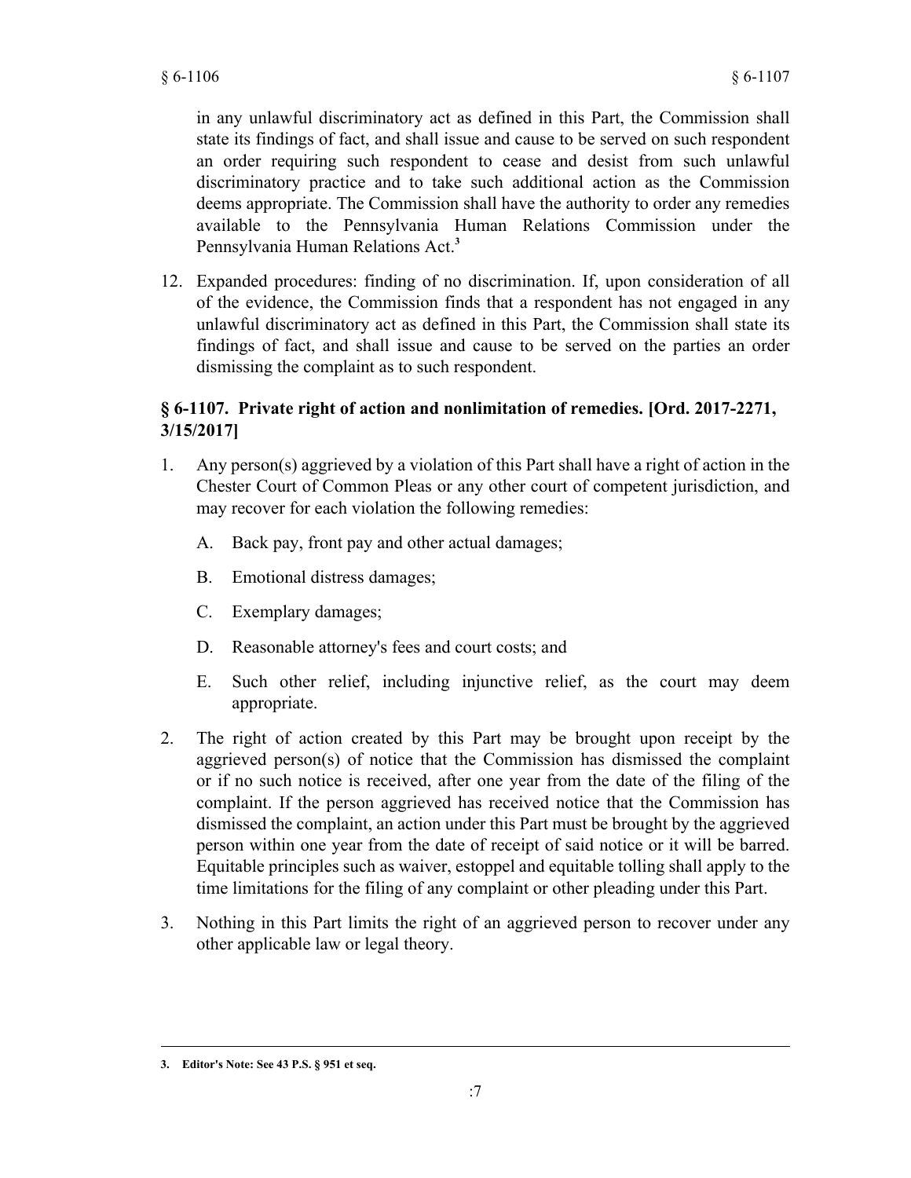in any unlawful discriminatory act as defined in this Part, the Commission shall state its findings of fact, and shall issue and cause to be served on such respondent an order requiring such respondent to cease and desist from such unlawful discriminatory practice and to take such additional action as the Commission deems appropriate. The Commission shall have the authority to order any remedies available to the Pennsylvania Human Relations Commission under the Pennsylvania Human Relations Act.[3]

12. Expanded procedures: finding of no discrimination. If, upon consideration of all of the evidence, the Commission finds that a respondent has not engaged in any unlawful discriminatory act as defined in this Part, the Commission shall state its findings of fact, and shall issue and cause to be served on the parties an order dismissing the complaint as to such respondent.

## § 6-1107. Private right of action and nonlimitation of remedies. [Ord. 2017-2271, 3/15/2017]

1. Any person(s) aggrieved by a violation of this Part shall have a right of action in the Chester Court of Common Pleas or any other court of competent jurisdiction, and may recover for each violation the following remedies:

   A. Back pay, front pay and other actual damages;

   B. Emotional distress damages;

   C. Exemplary damages;

   D. Reasonable attorney's fees and court costs; and

   E. Such other relief, including injunctive relief, as the court may deem appropriate.

2. The right of action created by this Part may be brought upon receipt by the aggrieved person(s) of notice that the Commission has dismissed the complaint or if no such notice is received, after one year from the date of the filing of the complaint. If the person aggrieved has received notice that the Commission has dismissed the complaint, an action under this Part must be brought by the aggrieved person within one year from the date of receipt of said notice or it will be barred. Equitable principles such as waiver, estoppel and equitable tolling shall apply to the time limitations for the filing of any complaint or other pleading under this Part.

3. Nothing in this Part limits the right of an aggrieved person to recover under any other applicable law or legal theory.

---

**3. Editor's Note: See 43 P.S. § 951 et seq.**